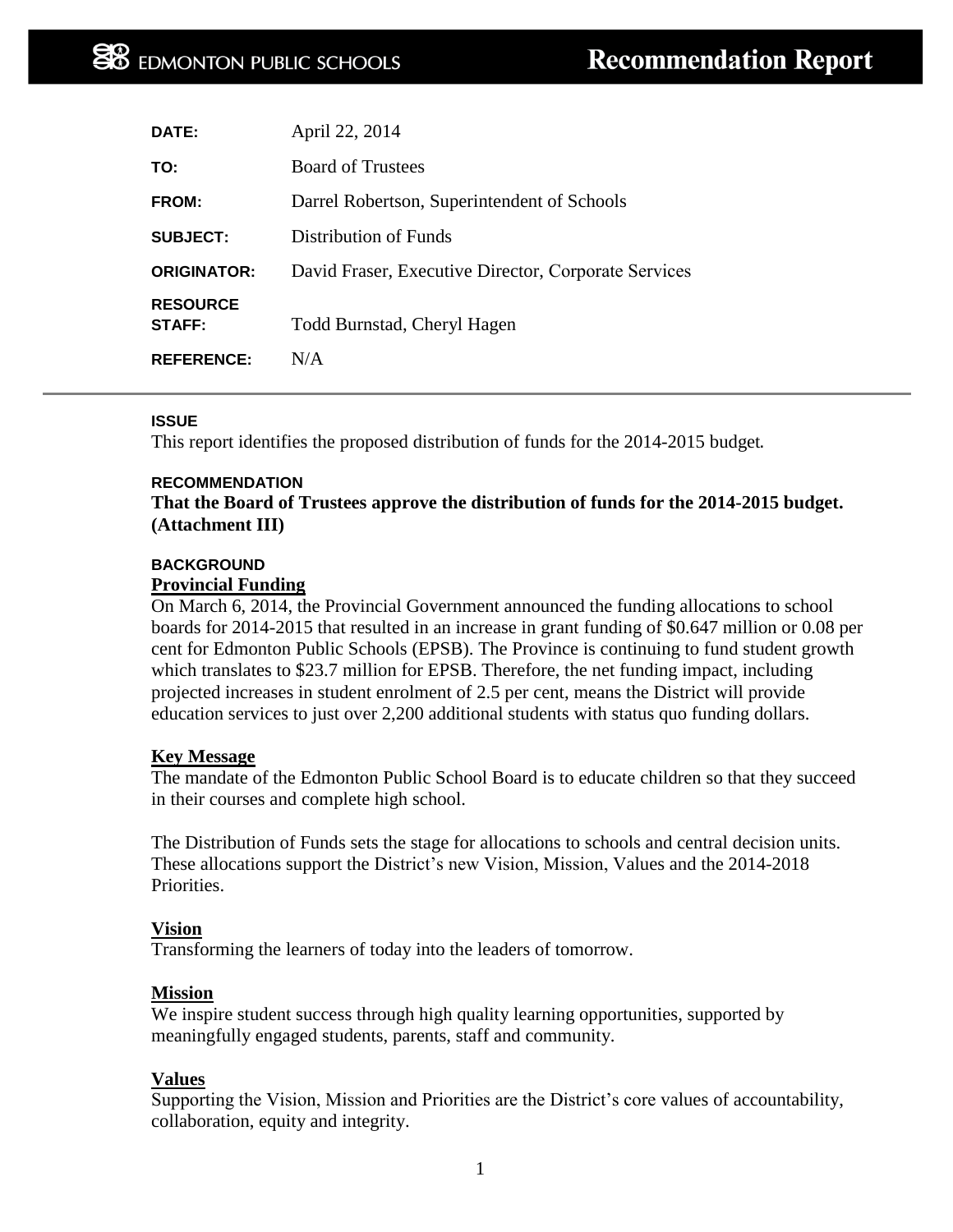**EDMONTON PUBLIC SCHOOLS** — **Recommendation Report**

| | |
|---|---|
| **DATE:** | April 22, 2014 |
| **TO:** | Board of Trustees |
| **FROM:** | Darrel Robertson, Superintendent of Schools |
| **SUBJECT:** | Distribution of Funds |
| **ORIGINATOR:** | David Fraser, Executive Director, Corporate Services |
| **RESOURCE STAFF:** | Todd Burnstad, Cheryl Hagen |
| **REFERENCE:** | N/A |

---

### ISSUE

This report identifies the proposed distribution of funds for the 2014-2015 budget.

### RECOMMENDATION

**That the Board of Trustees approve the distribution of funds for the 2014-2015 budget. (Attachment III)**

### BACKGROUND

**Provincial Funding**

On March 6, 2014, the Provincial Government announced the funding allocations to school boards for 2014-2015 that resulted in an increase in grant funding of $0.647 million or 0.08 per cent for Edmonton Public Schools (EPSB). The Province is continuing to fund student growth which translates to $23.7 million for EPSB. Therefore, the net funding impact, including projected increases in student enrolment of 2.5 per cent, means the District will provide education services to just over 2,200 additional students with status quo funding dollars.

**Key Message**

The mandate of the Edmonton Public School Board is to educate children so that they succeed in their courses and complete high school.

The Distribution of Funds sets the stage for allocations to schools and central decision units. These allocations support the District's new Vision, Mission, Values and the 2014-2018 Priorities.

**Vision**

Transforming the learners of today into the leaders of tomorrow.

**Mission**

We inspire student success through high quality learning opportunities, supported by meaningfully engaged students, parents, staff and community.

**Values**

Supporting the Vision, Mission and Priorities are the District's core values of accountability, collaboration, equity and integrity.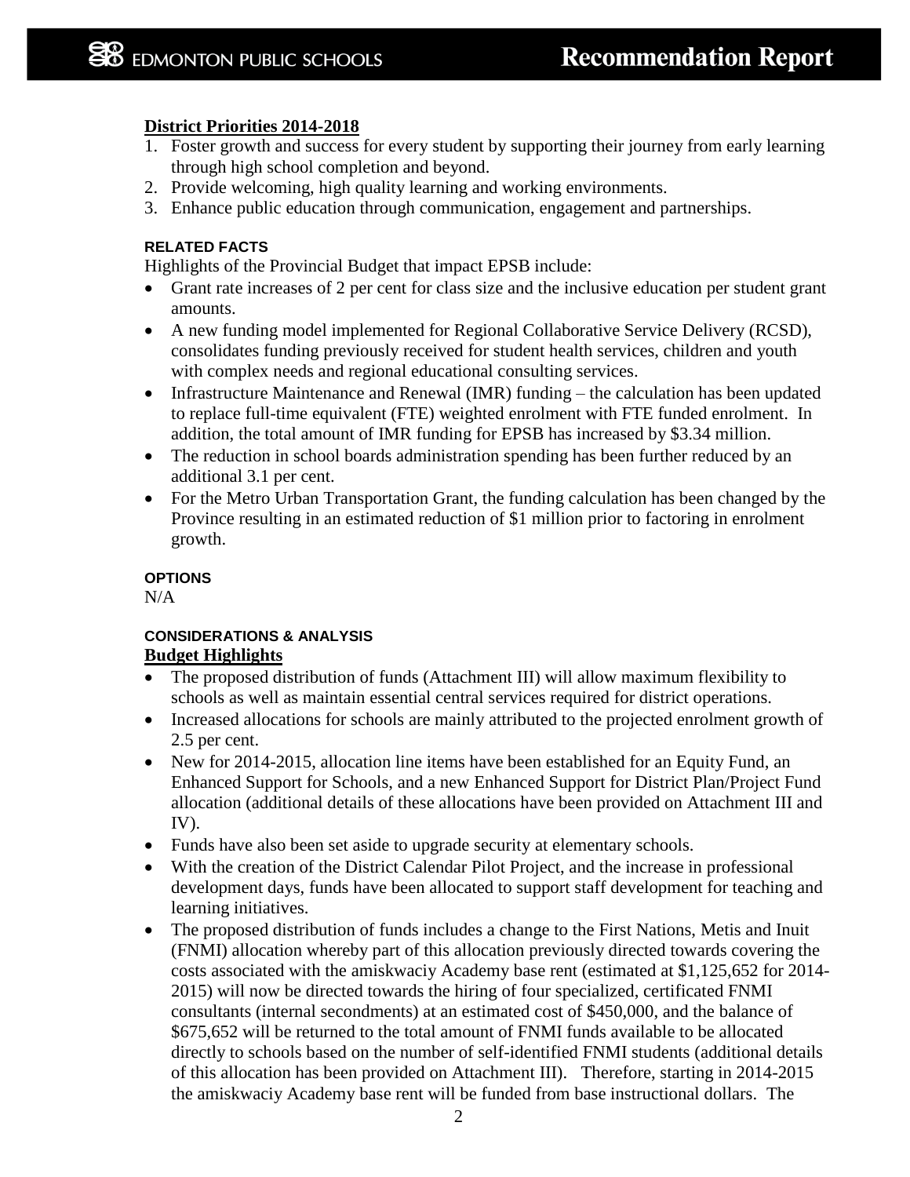**District Priorities 2014-2018**

1. Foster growth and success for every student by supporting their journey from early learning through high school completion and beyond.
2. Provide welcoming, high quality learning and working environments.
3. Enhance public education through communication, engagement and partnerships.

**RELATED FACTS**

Highlights of the Provincial Budget that impact EPSB include:

- Grant rate increases of 2 per cent for class size and the inclusive education per student grant amounts.
- A new funding model implemented for Regional Collaborative Service Delivery (RCSD), consolidates funding previously received for student health services, children and youth with complex needs and regional educational consulting services.
- Infrastructure Maintenance and Renewal (IMR) funding – the calculation has been updated to replace full-time equivalent (FTE) weighted enrolment with FTE funded enrolment. In addition, the total amount of IMR funding for EPSB has increased by $3.34 million.
- The reduction in school boards administration spending has been further reduced by an additional 3.1 per cent.
- For the Metro Urban Transportation Grant, the funding calculation has been changed by the Province resulting in an estimated reduction of $1 million prior to factoring in enrolment growth.

**OPTIONS**

N/A

**CONSIDERATIONS & ANALYSIS**

**Budget Highlights**

- The proposed distribution of funds (Attachment III) will allow maximum flexibility to schools as well as maintain essential central services required for district operations.
- Increased allocations for schools are mainly attributed to the projected enrolment growth of 2.5 per cent.
- New for 2014-2015, allocation line items have been established for an Equity Fund, an Enhanced Support for Schools, and a new Enhanced Support for District Plan/Project Fund allocation (additional details of these allocations have been provided on Attachment III and IV).
- Funds have also been set aside to upgrade security at elementary schools.
- With the creation of the District Calendar Pilot Project, and the increase in professional development days, funds have been allocated to support staff development for teaching and learning initiatives.
- The proposed distribution of funds includes a change to the First Nations, Metis and Inuit (FNMI) allocation whereby part of this allocation previously directed towards covering the costs associated with the amiskwaciy Academy base rent (estimated at $1,125,652 for 2014-2015) will now be directed towards the hiring of four specialized, certificated FNMI consultants (internal secondments) at an estimated cost of $450,000, and the balance of $675,652 will be returned to the total amount of FNMI funds available to be allocated directly to schools based on the number of self-identified FNMI students (additional details of this allocation has been provided on Attachment III). Therefore, starting in 2014-2015 the amiskwaciy Academy base rent will be funded from base instructional dollars. The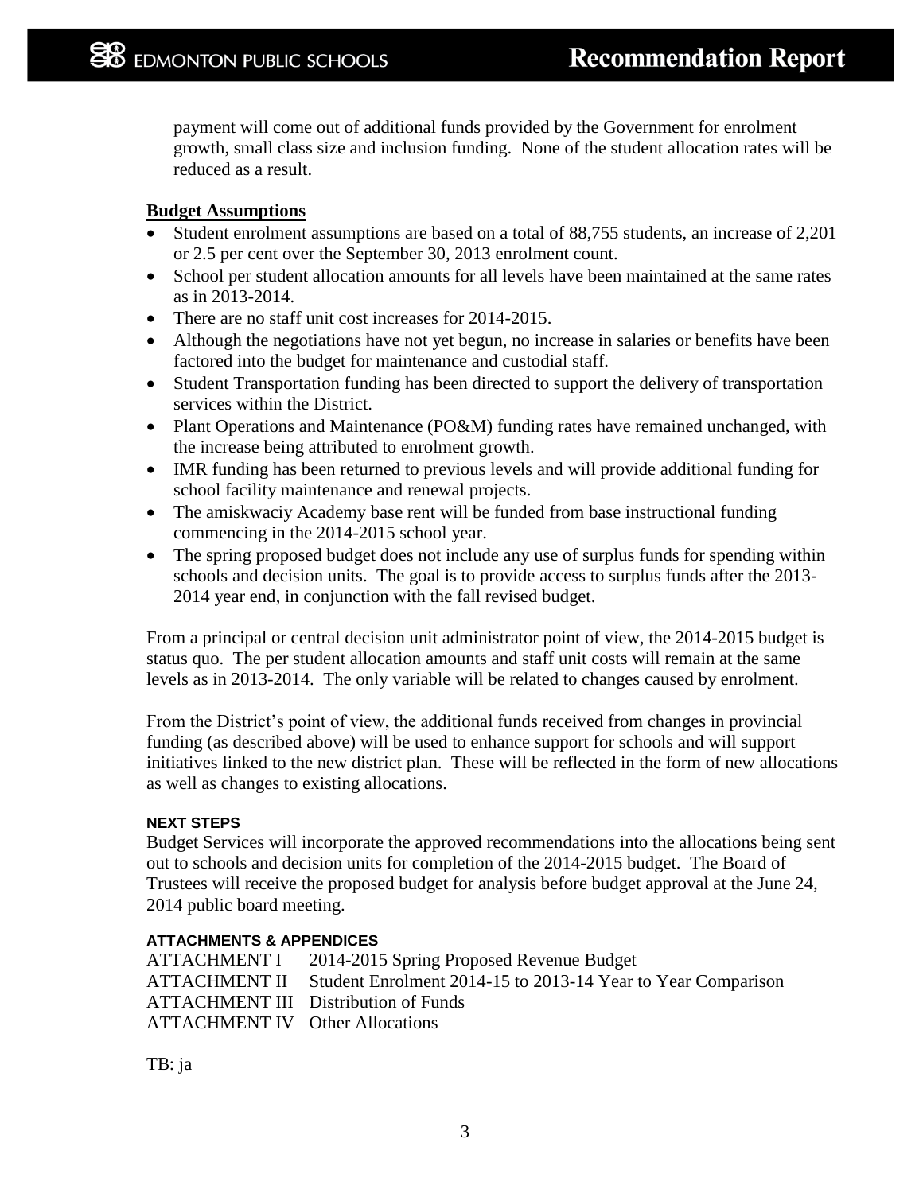payment will come out of additional funds provided by the Government for enrolment growth, small class size and inclusion funding. None of the student allocation rates will be reduced as a result.

**Budget Assumptions**

- Student enrolment assumptions are based on a total of 88,755 students, an increase of 2,201 or 2.5 per cent over the September 30, 2013 enrolment count.
- School per student allocation amounts for all levels have been maintained at the same rates as in 2013-2014.
- There are no staff unit cost increases for 2014-2015.
- Although the negotiations have not yet begun, no increase in salaries or benefits have been factored into the budget for maintenance and custodial staff.
- Student Transportation funding has been directed to support the delivery of transportation services within the District.
- Plant Operations and Maintenance (PO&M) funding rates have remained unchanged, with the increase being attributed to enrolment growth.
- IMR funding has been returned to previous levels and will provide additional funding for school facility maintenance and renewal projects.
- The amiskwaciy Academy base rent will be funded from base instructional funding commencing in the 2014-2015 school year.
- The spring proposed budget does not include any use of surplus funds for spending within schools and decision units. The goal is to provide access to surplus funds after the 2013-2014 year end, in conjunction with the fall revised budget.

From a principal or central decision unit administrator point of view, the 2014-2015 budget is status quo. The per student allocation amounts and staff unit costs will remain at the same levels as in 2013-2014. The only variable will be related to changes caused by enrolment.

From the District's point of view, the additional funds received from changes in provincial funding (as described above) will be used to enhance support for schools and will support initiatives linked to the new district plan. These will be reflected in the form of new allocations as well as changes to existing allocations.

**NEXT STEPS**

Budget Services will incorporate the approved recommendations into the allocations being sent out to schools and decision units for completion of the 2014-2015 budget. The Board of Trustees will receive the proposed budget for analysis before budget approval at the June 24, 2014 public board meeting.

**ATTACHMENTS & APPENDICES**

ATTACHMENT I 2014-2015 Spring Proposed Revenue Budget
ATTACHMENT II Student Enrolment 2014-15 to 2013-14 Year to Year Comparison
ATTACHMENT III Distribution of Funds
ATTACHMENT IV Other Allocations

TB: ja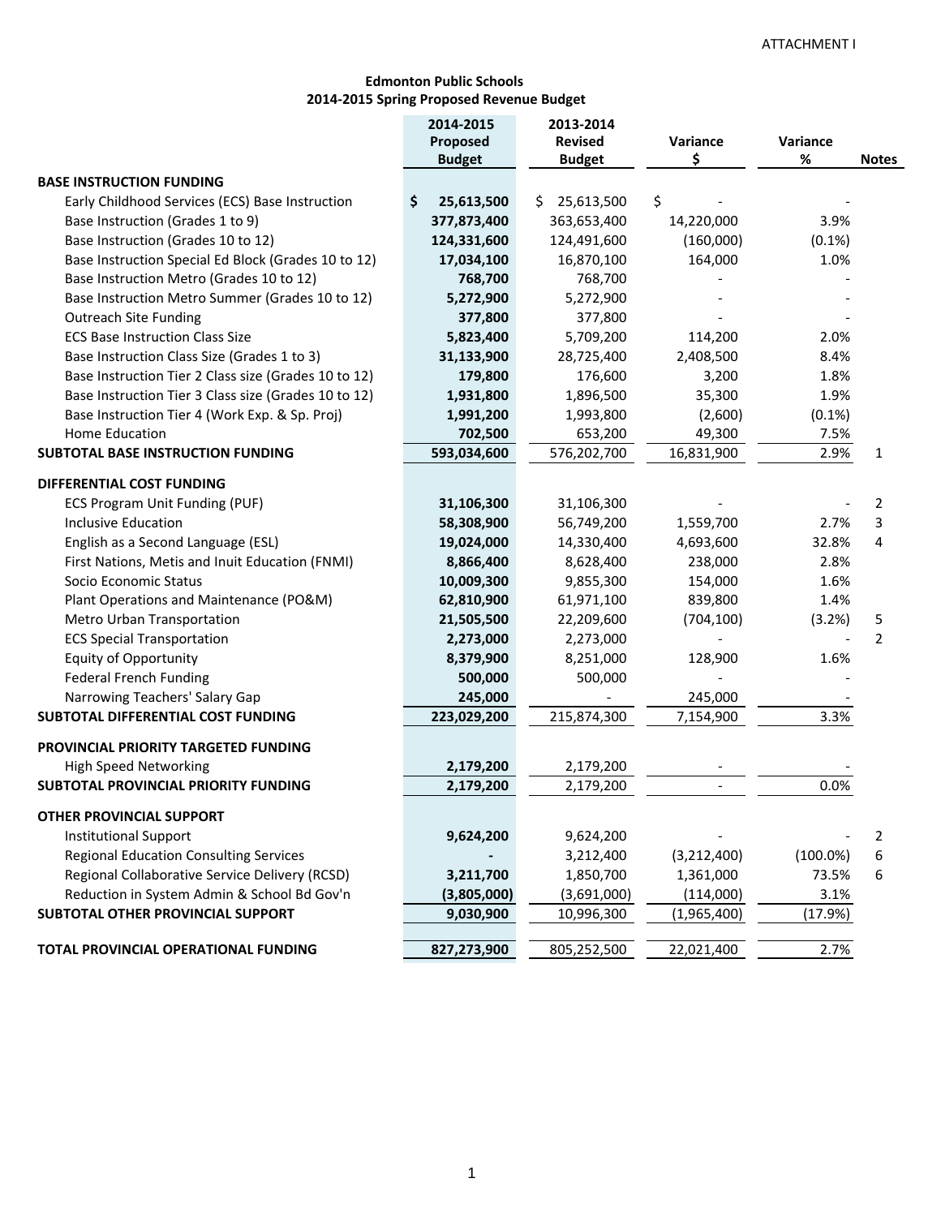ATTACHMENT I

**Edmonton Public Schools**
**2014-2015 Spring Proposed Revenue Budget**

| | 2014-2015 Proposed Budget | 2013-2014 Revised Budget | Variance $ | Variance % | Notes |
|---|---|---|---|---|---|
| **BASE INSTRUCTION FUNDING** | | | | | |
| Early Childhood Services (ECS) Base Instruction | **$ 25,613,500** | $ 25,613,500 | $ - | - | |
| Base Instruction (Grades 1 to 9) | **377,873,400** | 363,653,400 | 14,220,000 | 3.9% | |
| Base Instruction (Grades 10 to 12) | **124,331,600** | 124,491,600 | (160,000) | (0.1%) | |
| Base Instruction Special Ed Block (Grades 10 to 12) | **17,034,100** | 16,870,100 | 164,000 | 1.0% | |
| Base Instruction Metro (Grades 10 to 12) | **768,700** | 768,700 | - | - | |
| Base Instruction Metro Summer (Grades 10 to 12) | **5,272,900** | 5,272,900 | - | - | |
| Outreach Site Funding | **377,800** | 377,800 | - | - | |
| ECS Base Instruction Class Size | **5,823,400** | 5,709,200 | 114,200 | 2.0% | |
| Base Instruction Class Size (Grades 1 to 3) | **31,133,900** | 28,725,400 | 2,408,500 | 8.4% | |
| Base Instruction Tier 2 Class size (Grades 10 to 12) | **179,800** | 176,600 | 3,200 | 1.8% | |
| Base Instruction Tier 3 Class size (Grades 10 to 12) | **1,931,800** | 1,896,500 | 35,300 | 1.9% | |
| Base Instruction Tier 4 (Work Exp. & Sp. Proj) | **1,991,200** | 1,993,800 | (2,600) | (0.1%) | |
| Home Education | **702,500** | 653,200 | 49,300 | 7.5% | |
| **SUBTOTAL BASE INSTRUCTION FUNDING** | **593,034,600** | 576,202,700 | 16,831,900 | 2.9% | 1 |
| **DIFFERENTIAL COST FUNDING** | | | | | |
| ECS Program Unit Funding (PUF) | **31,106,300** | 31,106,300 | - | - | 2 |
| Inclusive Education | **58,308,900** | 56,749,200 | 1,559,700 | 2.7% | 3 |
| English as a Second Language (ESL) | **19,024,000** | 14,330,400 | 4,693,600 | 32.8% | 4 |
| First Nations, Metis and Inuit Education (FNMI) | **8,866,400** | 8,628,400 | 238,000 | 2.8% | |
| Socio Economic Status | **10,009,300** | 9,855,300 | 154,000 | 1.6% | |
| Plant Operations and Maintenance (PO&M) | **62,810,900** | 61,971,100 | 839,800 | 1.4% | |
| Metro Urban Transportation | **21,505,500** | 22,209,600 | (704,100) | (3.2%) | 5 |
| ECS Special Transportation | **2,273,000** | 2,273,000 | - | - | 2 |
| Equity of Opportunity | **8,379,900** | 8,251,000 | 128,900 | 1.6% | |
| Federal French Funding | **500,000** | 500,000 | - | - | |
| Narrowing Teachers' Salary Gap | **245,000** | - | 245,000 | - | |
| **SUBTOTAL DIFFERENTIAL COST FUNDING** | **223,029,200** | 215,874,300 | 7,154,900 | 3.3% | |
| **PROVINCIAL PRIORITY TARGETED FUNDING** | | | | | |
| High Speed Networking | **2,179,200** | 2,179,200 | - | - | |
| **SUBTOTAL PROVINCIAL PRIORITY FUNDING** | **2,179,200** | 2,179,200 | - | 0.0% | |
| **OTHER PROVINCIAL SUPPORT** | | | | | |
| Institutional Support | **9,624,200** | 9,624,200 | - | - | 2 |
| Regional Education Consulting Services | **-** | 3,212,400 | (3,212,400) | (100.0%) | 6 |
| Regional Collaborative Service Delivery (RCSD) | **3,211,700** | 1,850,700 | 1,361,000 | 73.5% | 6 |
| Reduction in System Admin & School Bd Gov'n | **(3,805,000)** | (3,691,000) | (114,000) | 3.1% | |
| **SUBTOTAL OTHER PROVINCIAL SUPPORT** | **9,030,900** | 10,996,300 | (1,965,400) | (17.9%) | |
| **TOTAL PROVINCIAL OPERATIONAL FUNDING** | **827,273,900** | 805,252,500 | 22,021,400 | 2.7% | |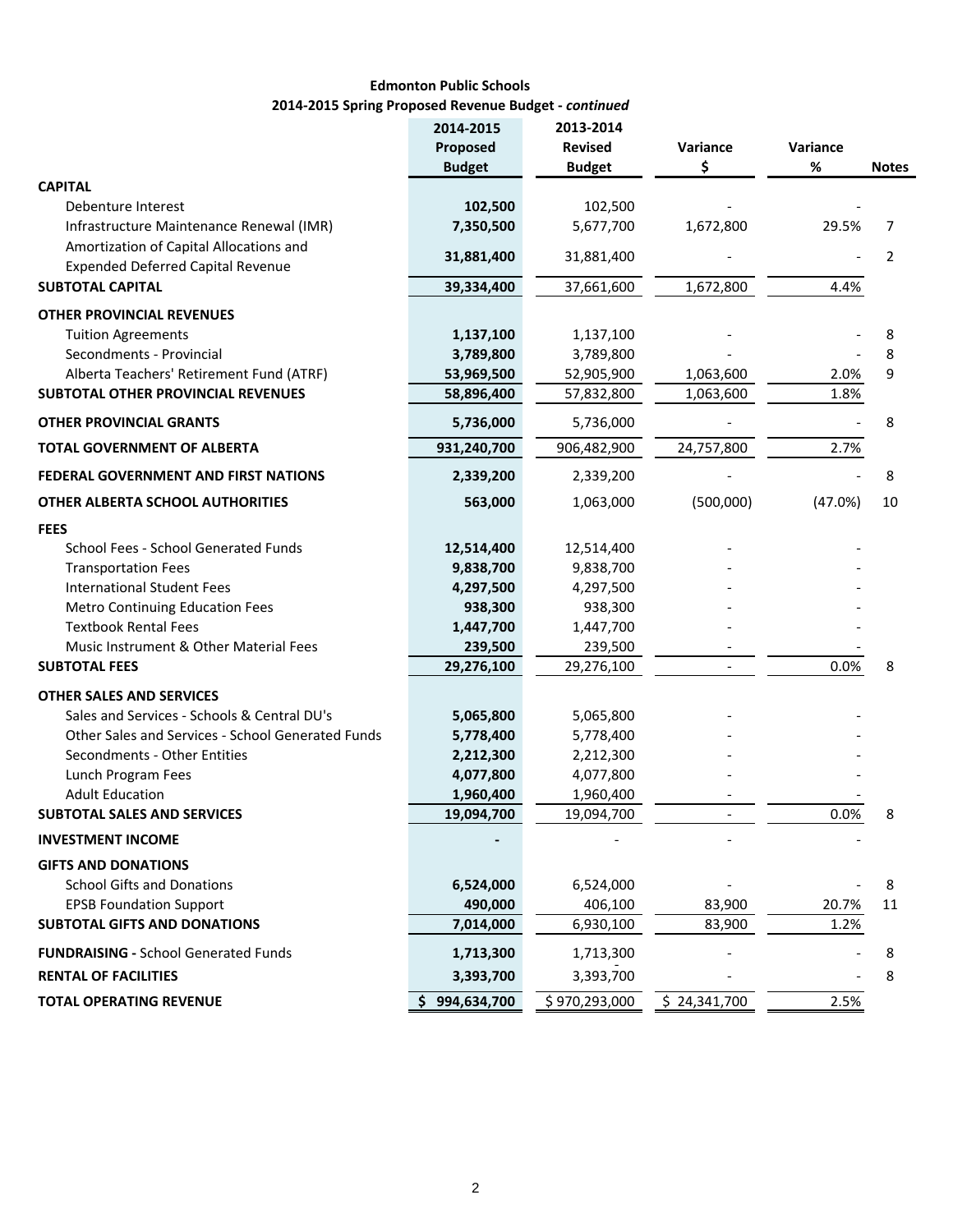**Edmonton Public Schools**
**2014-2015 Spring Proposed Revenue Budget - *continued***

| | 2014-2015 Proposed Budget | 2013-2014 Revised Budget | Variance $ | Variance % | Notes |
|---|---|---|---|---|---|
| **CAPITAL** | | | | | |
| Debenture Interest | **102,500** | 102,500 | - | - | |
| Infrastructure Maintenance Renewal (IMR) | **7,350,500** | 5,677,700 | 1,672,800 | 29.5% | 7 |
| Amortization of Capital Allocations and Expended Deferred Capital Revenue | **31,881,400** | 31,881,400 | - | - | 2 |
| **SUBTOTAL CAPITAL** | **39,334,400** | 37,661,600 | 1,672,800 | 4.4% | |
| **OTHER PROVINCIAL REVENUES** | | | | | |
| Tuition Agreements | **1,137,100** | 1,137,100 | - | - | 8 |
| Secondments - Provincial | **3,789,800** | 3,789,800 | - | - | 8 |
| Alberta Teachers' Retirement Fund (ATRF) | **53,969,500** | 52,905,900 | 1,063,600 | 2.0% | 9 |
| **SUBTOTAL OTHER PROVINCIAL REVENUES** | **58,896,400** | 57,832,800 | 1,063,600 | 1.8% | |
| **OTHER PROVINCIAL GRANTS** | **5,736,000** | 5,736,000 | - | - | 8 |
| **TOTAL GOVERNMENT OF ALBERTA** | **931,240,700** | 906,482,900 | 24,757,800 | 2.7% | |
| **FEDERAL GOVERNMENT AND FIRST NATIONS** | **2,339,200** | 2,339,200 | - | - | 8 |
| **OTHER ALBERTA SCHOOL AUTHORITIES** | **563,000** | 1,063,000 | (500,000) | (47.0%) | 10 |
| **FEES** | | | | | |
| School Fees - School Generated Funds | **12,514,400** | 12,514,400 | - | - | |
| Transportation Fees | **9,838,700** | 9,838,700 | - | - | |
| International Student Fees | **4,297,500** | 4,297,500 | - | - | |
| Metro Continuing Education Fees | **938,300** | 938,300 | - | - | |
| Textbook Rental Fees | **1,447,700** | 1,447,700 | - | - | |
| Music Instrument & Other Material Fees | **239,500** | 239,500 | - | - | |
| **SUBTOTAL FEES** | **29,276,100** | 29,276,100 | - | 0.0% | 8 |
| **OTHER SALES AND SERVICES** | | | | | |
| Sales and Services - Schools & Central DU's | **5,065,800** | 5,065,800 | - | - | |
| Other Sales and Services - School Generated Funds | **5,778,400** | 5,778,400 | - | - | |
| Secondments - Other Entities | **2,212,300** | 2,212,300 | - | - | |
| Lunch Program Fees | **4,077,800** | 4,077,800 | - | - | |
| Adult Education | **1,960,400** | 1,960,400 | - | - | |
| **SUBTOTAL SALES AND SERVICES** | **19,094,700** | 19,094,700 | - | 0.0% | 8 |
| **INVESTMENT INCOME** | **-** | - | - | - | |
| **GIFTS AND DONATIONS** | | | | | |
| School Gifts and Donations | **6,524,000** | 6,524,000 | - | - | 8 |
| EPSB Foundation Support | **490,000** | 406,100 | 83,900 | 20.7% | 11 |
| **SUBTOTAL GIFTS AND DONATIONS** | **7,014,000** | 6,930,100 | 83,900 | 1.2% | |
| **FUNDRAISING -** School Generated Funds | **1,713,300** | 1,713,300 | - | - | 8 |
| **RENTAL OF FACILITIES** | **3,393,700** | 3,393,700 | - | - | 8 |
| **TOTAL OPERATING REVENUE** | **$ 994,634,700** | $ 970,293,000 | $ 24,341,700 | 2.5% | |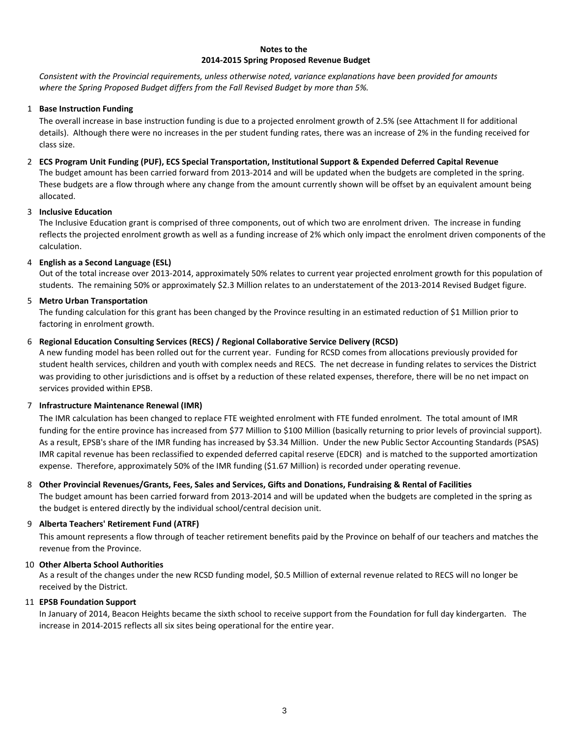# Notes to the 2014-2015 Spring Proposed Revenue Budget

*Consistent with the Provincial requirements, unless otherwise noted, variance explanations have been provided for amounts where the Spring Proposed Budget differs from the Fall Revised Budget by more than 5%.*

1 **Base Instruction Funding**

The overall increase in base instruction funding is due to a projected enrolment growth of 2.5% (see Attachment II for additional details). Although there were no increases in the per student funding rates, there was an increase of 2% in the funding received for class size.

2 **ECS Program Unit Funding (PUF), ECS Special Transportation, Institutional Support & Expended Deferred Capital Revenue**

The budget amount has been carried forward from 2013-2014 and will be updated when the budgets are completed in the spring. These budgets are a flow through where any change from the amount currently shown will be offset by an equivalent amount being allocated.

3 **Inclusive Education**

The Inclusive Education grant is comprised of three components, out of which two are enrolment driven. The increase in funding reflects the projected enrolment growth as well as a funding increase of 2% which only impact the enrolment driven components of the calculation.

4 **English as a Second Language (ESL)**

Out of the total increase over 2013-2014, approximately 50% relates to current year projected enrolment growth for this population of students. The remaining 50% or approximately $2.3 Million relates to an understatement of the 2013-2014 Revised Budget figure.

5 **Metro Urban Transportation**

The funding calculation for this grant has been changed by the Province resulting in an estimated reduction of $1 Million prior to factoring in enrolment growth.

6 **Regional Education Consulting Services (RECS) / Regional Collaborative Service Delivery (RCSD)**

A new funding model has been rolled out for the current year. Funding for RCSD comes from allocations previously provided for student health services, children and youth with complex needs and RECS. The net decrease in funding relates to services the District was providing to other jurisdictions and is offset by a reduction of these related expenses, therefore, there will be no net impact on services provided within EPSB.

7 **Infrastructure Maintenance Renewal (IMR)**

The IMR calculation has been changed to replace FTE weighted enrolment with FTE funded enrolment. The total amount of IMR funding for the entire province has increased from $77 Million to $100 Million (basically returning to prior levels of provincial support). As a result, EPSB's share of the IMR funding has increased by $3.34 Million. Under the new Public Sector Accounting Standards (PSAS) IMR capital revenue has been reclassified to expended deferred capital reserve (EDCR) and is matched to the supported amortization expense. Therefore, approximately 50% of the IMR funding ($1.67 Million) is recorded under operating revenue.

8 **Other Provincial Revenues/Grants, Fees, Sales and Services, Gifts and Donations, Fundraising & Rental of Facilities**

The budget amount has been carried forward from 2013-2014 and will be updated when the budgets are completed in the spring as the budget is entered directly by the individual school/central decision unit.

9 **Alberta Teachers' Retirement Fund (ATRF)**

This amount represents a flow through of teacher retirement benefits paid by the Province on behalf of our teachers and matches the revenue from the Province.

10 **Other Alberta School Authorities**

As a result of the changes under the new RCSD funding model, $0.5 Million of external revenue related to RECS will no longer be received by the District.

11 **EPSB Foundation Support**

In January of 2014, Beacon Heights became the sixth school to receive support from the Foundation for full day kindergarten. The increase in 2014-2015 reflects all six sites being operational for the entire year.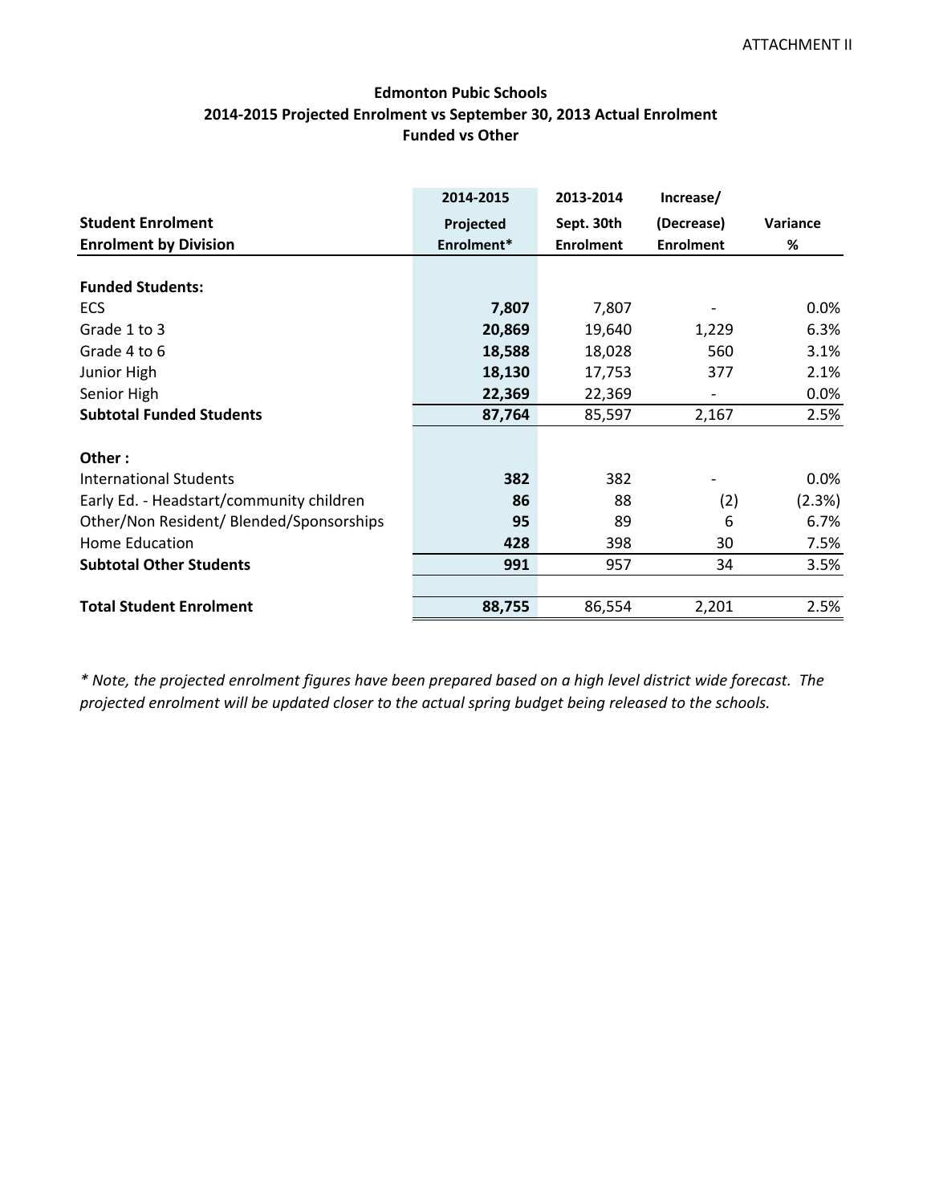ATTACHMENT II

## Edmonton Pubic Schools
## 2014-2015 Projected Enrolment vs September 30, 2013 Actual Enrolment
## Funded vs Other

| Student Enrolment<br>Enrolment by Division | 2014-2015<br>Projected<br>Enrolment* | 2013-2014<br>Sept. 30th<br>Enrolment | Increase/<br>(Decrease)<br>Enrolment | Variance<br>% |
|---|---|---|---|---|
| **Funded Students:** | | | | |
| ECS | **7,807** | 7,807 | - | 0.0% |
| Grade 1 to 3 | **20,869** | 19,640 | 1,229 | 6.3% |
| Grade 4 to 6 | **18,588** | 18,028 | 560 | 3.1% |
| Junior High | **18,130** | 17,753 | 377 | 2.1% |
| Senior High | **22,369** | 22,369 | - | 0.0% |
| **Subtotal Funded Students** | **87,764** | 85,597 | 2,167 | 2.5% |
| **Other :** | | | | |
| International Students | **382** | 382 | - | 0.0% |
| Early Ed. - Headstart/community children | **86** | 88 | (2) | (2.3%) |
| Other/Non Resident/ Blended/Sponsorships | **95** | 89 | 6 | 6.7% |
| Home Education | **428** | 398 | 30 | 7.5% |
| **Subtotal Other Students** | **991** | 957 | 34 | 3.5% |
| **Total Student Enrolment** | **88,755** | 86,554 | 2,201 | 2.5% |

*\* Note, the projected enrolment figures have been prepared based on a high level district wide forecast. The projected enrolment will be updated closer to the actual spring budget being released to the schools.*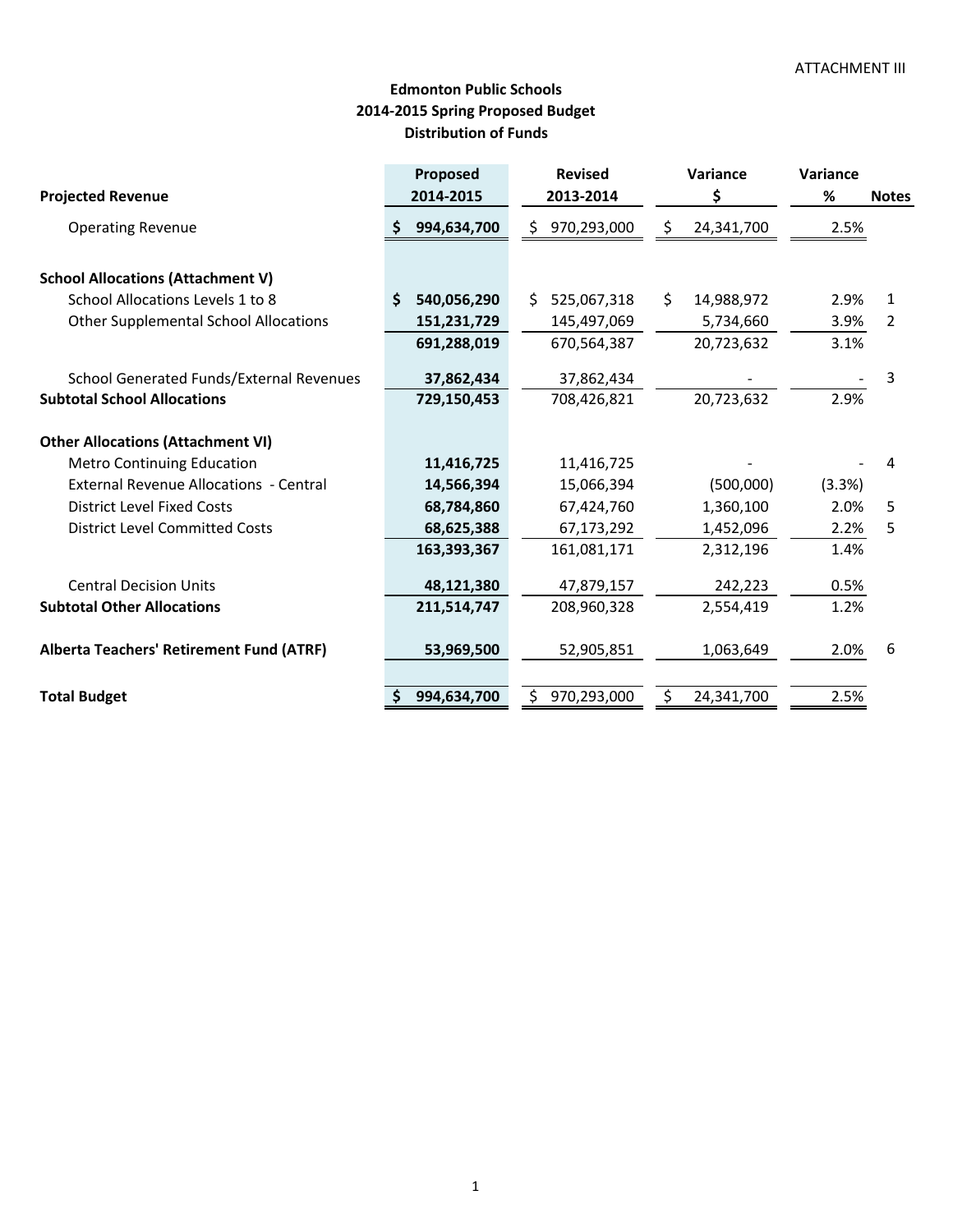ATTACHMENT III

# Edmonton Public Schools
## 2014-2015 Spring Proposed Budget
## Distribution of Funds

| **Projected Revenue** | **Proposed 2014-2015** | **Revised 2013-2014** | **Variance $** | **Variance %** | **Notes** |
|---|---|---|---|---|---|
| Operating Revenue | **$ 994,634,700** | $ 970,293,000 | $ 24,341,700 | 2.5% | |
| | | | | | |
| **School Allocations (Attachment V)** | | | | | |
| School Allocations Levels 1 to 8 | **$ 540,056,290** | $ 525,067,318 | $ 14,988,972 | 2.9% | 1 |
| Other Supplemental School Allocations | **151,231,729** | 145,497,069 | 5,734,660 | 3.9% | 2 |
| | **691,288,019** | 670,564,387 | 20,723,632 | 3.1% | |
| | | | | | |
| School Generated Funds/External Revenues | **37,862,434** | 37,862,434 | - | - | 3 |
| **Subtotal School Allocations** | **729,150,453** | 708,426,821 | 20,723,632 | 2.9% | |
| | | | | | |
| **Other Allocations (Attachment VI)** | | | | | |
| Metro Continuing Education | **11,416,725** | 11,416,725 | - | - | 4 |
| External Revenue Allocations - Central | **14,566,394** | 15,066,394 | (500,000) | (3.3%) | |
| District Level Fixed Costs | **68,784,860** | 67,424,760 | 1,360,100 | 2.0% | 5 |
| District Level Committed Costs | **68,625,388** | 67,173,292 | 1,452,096 | 2.2% | 5 |
| | **163,393,367** | 161,081,171 | 2,312,196 | 1.4% | |
| | | | | | |
| Central Decision Units | **48,121,380** | 47,879,157 | 242,223 | 0.5% | |
| **Subtotal Other Allocations** | **211,514,747** | 208,960,328 | 2,554,419 | 1.2% | |
| | | | | | |
| **Alberta Teachers' Retirement Fund (ATRF)** | **53,969,500** | 52,905,851 | 1,063,649 | 2.0% | 6 |
| | | | | | |
| **Total Budget** | **$ 994,634,700** | $ 970,293,000 | $ 24,341,700 | 2.5% | |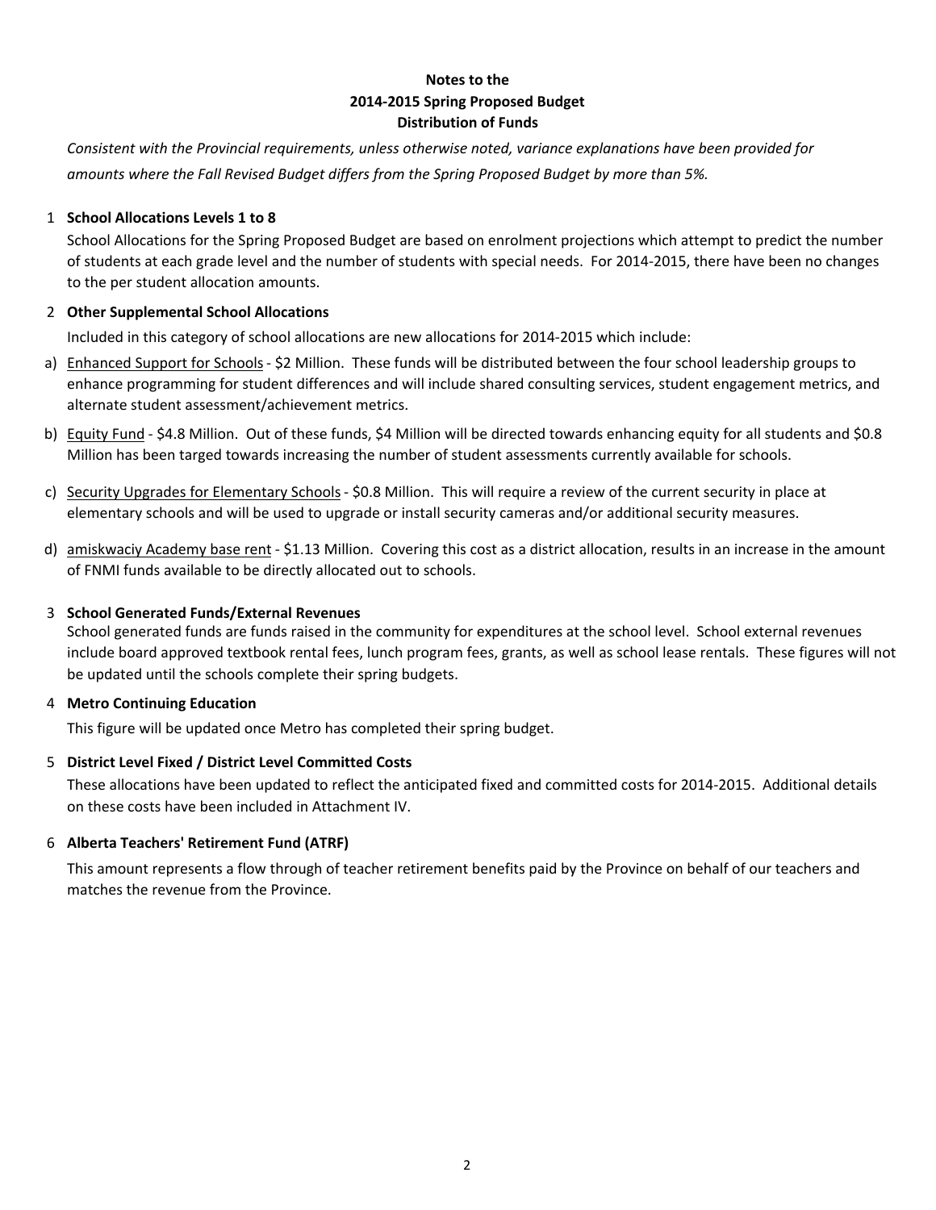# Notes to the
# 2014-2015 Spring Proposed Budget
# Distribution of Funds

*Consistent with the Provincial requirements, unless otherwise noted, variance explanations have been provided for amounts where the Fall Revised Budget differs from the Spring Proposed Budget by more than 5%.*

1 **School Allocations Levels 1 to 8**

School Allocations for the Spring Proposed Budget are based on enrolment projections which attempt to predict the number of students at each grade level and the number of students with special needs. For 2014-2015, there have been no changes to the per student allocation amounts.

2 **Other Supplemental School Allocations**

Included in this category of school allocations are new allocations for 2014-2015 which include:

a) Enhanced Support for Schools - $2 Million. These funds will be distributed between the four school leadership groups to enhance programming for student differences and will include shared consulting services, student engagement metrics, and alternate student assessment/achievement metrics.

b) Equity Fund - $4.8 Million. Out of these funds, $4 Million will be directed towards enhancing equity for all students and $0.8 Million has been targed towards increasing the number of student assessments currently available for schools.

c) Security Upgrades for Elementary Schools - $0.8 Million. This will require a review of the current security in place at elementary schools and will be used to upgrade or install security cameras and/or additional security measures.

d) amiskwaciy Academy base rent - $1.13 Million. Covering this cost as a district allocation, results in an increase in the amount of FNMI funds available to be directly allocated out to schools.

3 **School Generated Funds/External Revenues**

School generated funds are funds raised in the community for expenditures at the school level. School external revenues include board approved textbook rental fees, lunch program fees, grants, as well as school lease rentals. These figures will not be updated until the schools complete their spring budgets.

4 **Metro Continuing Education**

This figure will be updated once Metro has completed their spring budget.

5 **District Level Fixed / District Level Committed Costs**

These allocations have been updated to reflect the anticipated fixed and committed costs for 2014-2015. Additional details on these costs have been included in Attachment IV.

6 **Alberta Teachers' Retirement Fund (ATRF)**

This amount represents a flow through of teacher retirement benefits paid by the Province on behalf of our teachers and matches the revenue from the Province.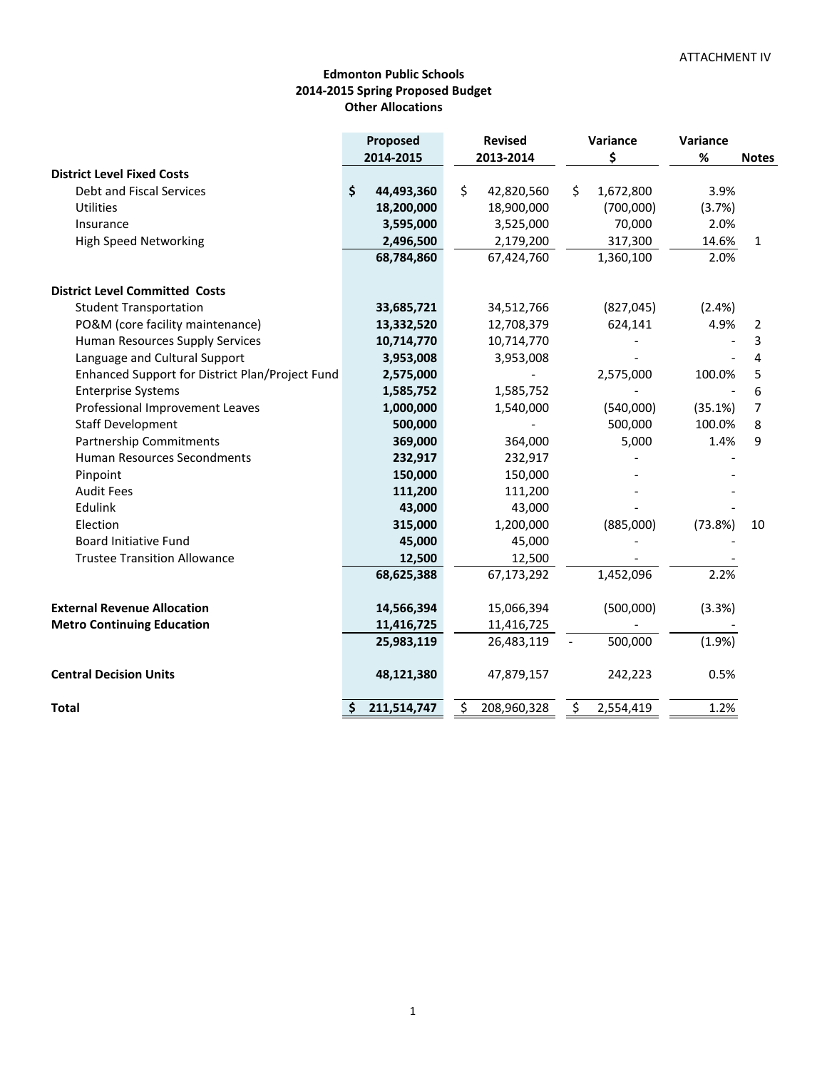ATTACHMENT IV

## Edmonton Public Schools
## 2014-2015 Spring Proposed Budget
## Other Allocations

| | Proposed 2014-2015 | Revised 2013-2014 | Variance $ | Variance % | Notes |
|---|---|---|---|---|---|
| **District Level Fixed Costs** | | | | | |
| Debt and Fiscal Services | **$ 44,493,360** | $ 42,820,560 | $ 1,672,800 | 3.9% | |
| Utilities | **18,200,000** | 18,900,000 | (700,000) | (3.7%) | |
| Insurance | **3,595,000** | 3,525,000 | 70,000 | 2.0% | |
| High Speed Networking | **2,496,500** | 2,179,200 | 317,300 | 14.6% | 1 |
| | **68,784,860** | 67,424,760 | 1,360,100 | 2.0% | |
| **District Level Committed Costs** | | | | | |
| Student Transportation | **33,685,721** | 34,512,766 | (827,045) | (2.4%) | |
| PO&M (core facility maintenance) | **13,332,520** | 12,708,379 | 624,141 | 4.9% | 2 |
| Human Resources Supply Services | **10,714,770** | 10,714,770 | - | - | 3 |
| Language and Cultural Support | **3,953,008** | 3,953,008 | - | - | 4 |
| Enhanced Support for District Plan/Project Fund | **2,575,000** | - | 2,575,000 | 100.0% | 5 |
| Enterprise Systems | **1,585,752** | 1,585,752 | - | - | 6 |
| Professional Improvement Leaves | **1,000,000** | 1,540,000 | (540,000) | (35.1%) | 7 |
| Staff Development | **500,000** | - | 500,000 | 100.0% | 8 |
| Partnership Commitments | **369,000** | 364,000 | 5,000 | 1.4% | 9 |
| Human Resources Secondments | **232,917** | 232,917 | - | - | |
| Pinpoint | **150,000** | 150,000 | - | - | |
| Audit Fees | **111,200** | 111,200 | - | - | |
| Edulink | **43,000** | 43,000 | - | - | |
| Election | **315,000** | 1,200,000 | (885,000) | (73.8%) | 10 |
| Board Initiative Fund | **45,000** | 45,000 | - | - | |
| Trustee Transition Allowance | **12,500** | 12,500 | - | - | |
| | **68,625,388** | 67,173,292 | 1,452,096 | 2.2% | |
| **External Revenue Allocation** | **14,566,394** | 15,066,394 | (500,000) | (3.3%) | |
| **Metro Continuing Education** | **11,416,725** | 11,416,725 | - | - | |
| | **25,983,119** | 26,483,119 | - 500,000 | (1.9%) | |
| **Central Decision Units** | **48,121,380** | 47,879,157 | 242,223 | 0.5% | |
| **Total** | **$ 211,514,747** | $ 208,960,328 | $ 2,554,419 | 1.2% | |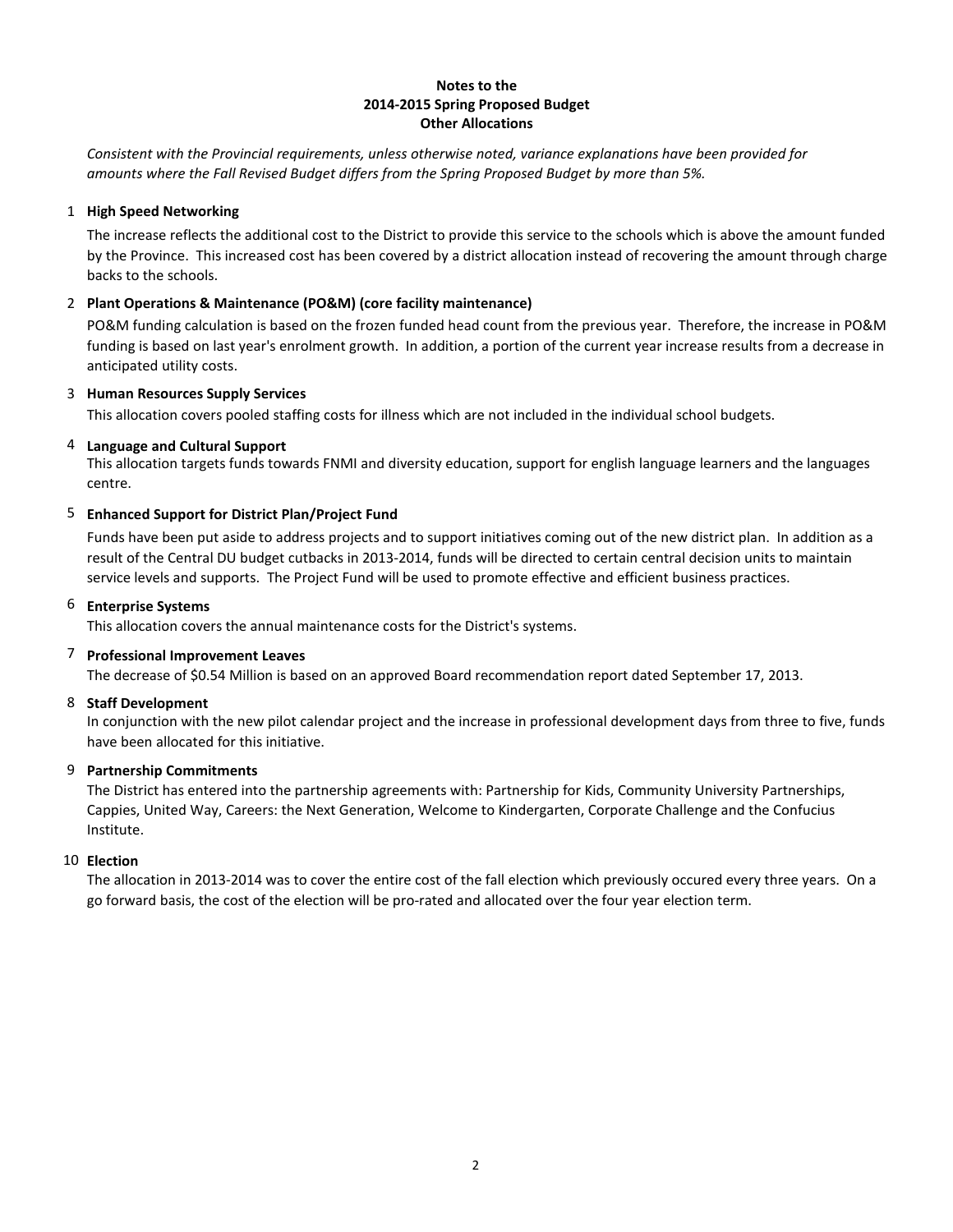**Notes to the**
**2014-2015 Spring Proposed Budget**
**Other Allocations**

*Consistent with the Provincial requirements, unless otherwise noted, variance explanations have been provided for amounts where the Fall Revised Budget differs from the Spring Proposed Budget by more than 5%.*

1 **High Speed Networking**

The increase reflects the additional cost to the District to provide this service to the schools which is above the amount funded by the Province. This increased cost has been covered by a district allocation instead of recovering the amount through charge backs to the schools.

2 **Plant Operations & Maintenance (PO&M) (core facility maintenance)**

PO&M funding calculation is based on the frozen funded head count from the previous year. Therefore, the increase in PO&M funding is based on last year's enrolment growth. In addition, a portion of the current year increase results from a decrease in anticipated utility costs.

3 **Human Resources Supply Services**

This allocation covers pooled staffing costs for illness which are not included in the individual school budgets.

4 **Language and Cultural Support**

This allocation targets funds towards FNMI and diversity education, support for english language learners and the languages centre.

5 **Enhanced Support for District Plan/Project Fund**

Funds have been put aside to address projects and to support initiatives coming out of the new district plan. In addition as a result of the Central DU budget cutbacks in 2013-2014, funds will be directed to certain central decision units to maintain service levels and supports. The Project Fund will be used to promote effective and efficient business practices.

6 **Enterprise Systems**

This allocation covers the annual maintenance costs for the District's systems.

7 **Professional Improvement Leaves**

The decrease of $0.54 Million is based on an approved Board recommendation report dated September 17, 2013.

8 **Staff Development**

In conjunction with the new pilot calendar project and the increase in professional development days from three to five, funds have been allocated for this initiative.

9 **Partnership Commitments**

The District has entered into the partnership agreements with: Partnership for Kids, Community University Partnerships, Cappies, United Way, Careers: the Next Generation, Welcome to Kindergarten, Corporate Challenge and the Confucius Institute.

10 **Election**

The allocation in 2013-2014 was to cover the entire cost of the fall election which previously occured every three years. On a go forward basis, the cost of the election will be pro-rated and allocated over the four year election term.